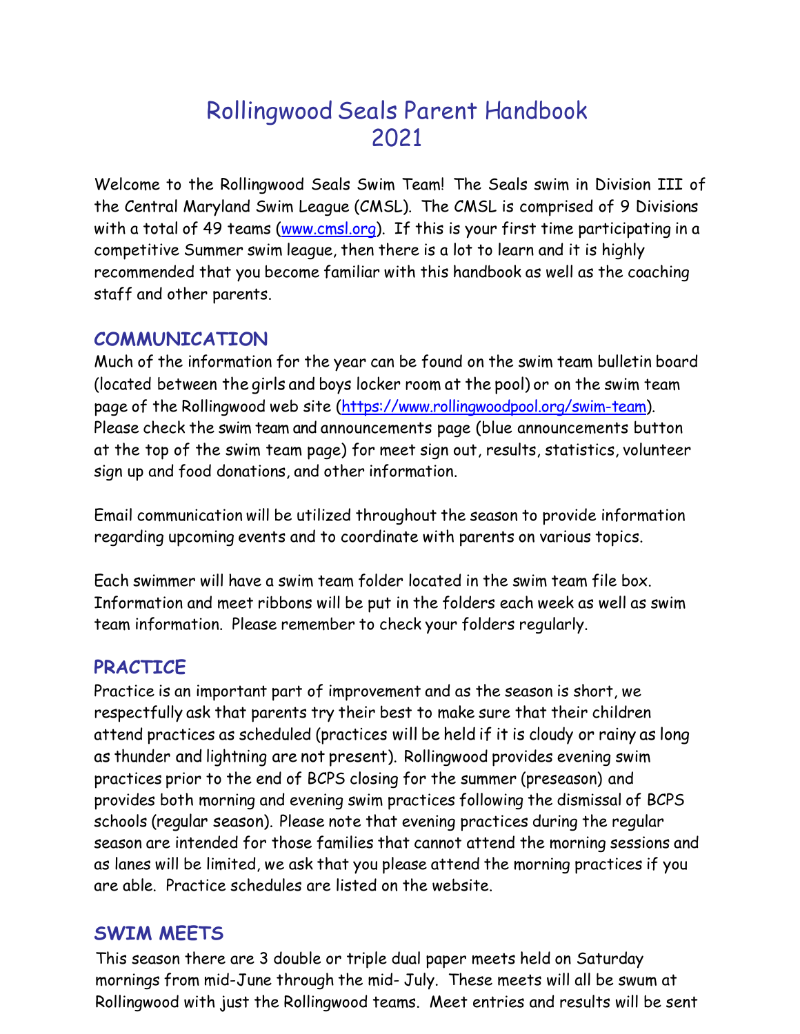# Rollingwood Seals Parent Handbook 2021

Welcome to the Rollingwood Seals Swim Team! The Seals swim in Division III of the Central Maryland Swim League (CMSL). The CMSL is comprised of 9 Divisions with a total of 49 teams (www.cmsl.org). If this is your first time participating in a competitive Summer swim league, then there is a lot to learn and it is highly recommended that you become familiar with this handbook as well as the coaching staff and other parents.

## COMMUNICATION

Much of the information for the year can be found on the swim team bulletin board (located between the girls and boys locker room at the pool) or on the swim team page of the Rollingwood web site (https://www.rollingwoodpool.org/swim-team). Please check the swim team and announcements page (blue announcements button at the top of the swim team page) for meet sign out, results, statistics, volunteer sign up and food donations, and other information.

Email communication will be utilized throughout the season to provide information regarding upcoming events and to coordinate with parents on various topics.

Each swimmer will have a swim team folder located in the swim team file box. Information and meet ribbons will be put in the folders each week as well as swim team information. Please remember to check your folders regularly.

## PRACTICE

Practice is an important part of improvement and as the season is short, we respectfully ask that parents try their best to make sure that their children attend practices as scheduled (practices will be held if it is cloudy or rainy as long as thunder and lightning are not present). Rollingwood provides evening swim practices prior to the end of BCPS closing for the summer (preseason) and provides both morning and evening swim practices following the dismissal of BCPS schools (regular season). Please note that evening practices during the regular season are intended for those families that cannot attend the morning sessions and as lanes will be limited, we ask that you please attend the morning practices if you are able. Practice schedules are listed on the website.

## SWIM MEETS

This season there are 3 double or triple dual paper meets held on Saturday mornings from mid-June through the mid- July. These meets will all be swum at Rollingwood with just the Rollingwood teams. Meet entries and results will be sent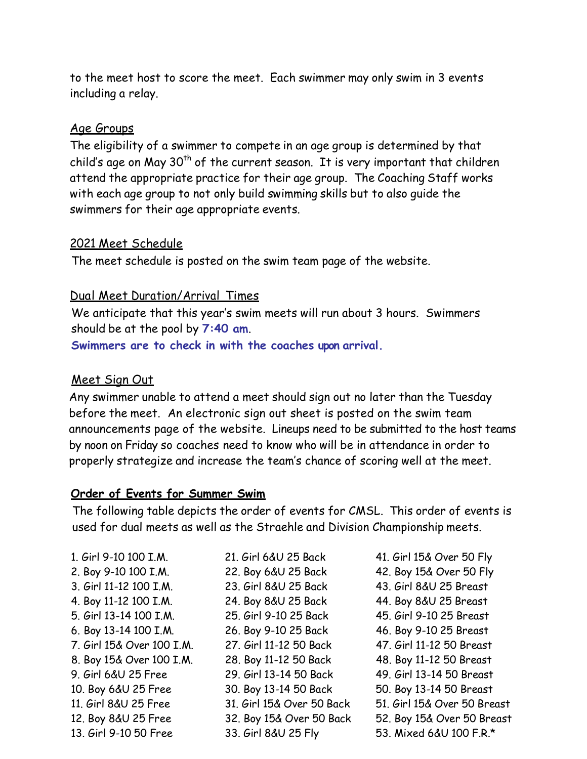to the meet host to score the meet. Each swimmer may only swim in 3 events including a relay.

## Age Groups

The eligibility of a swimmer to compete in an age group is determined by that child's age on May 30th of the current season. It is very important that children attend the appropriate practice for their age group. The Coaching Staff works with each age group to not only build swimming skills but to also guide the swimmers for their age appropriate events.

## 2021 Meet Schedule

The meet schedule is posted on the swim team page of the website.

## Dual Meet Duration/Arrival Times

We anticipate that this year's swim meets will run about 3 hours. Swimmers should be at the pool by **7:40 am**.

**Swimmers are to check in with the coaches upon arrival.**

## Meet Sign Out

Any swimmer unable to attend a meet should sign out no later than the Tuesday before the meet. An electronic sign out sheet is posted on the swim team announcements page of the website. Lineups need to be submitted to the host teams by noon on Friday so coaches need to know who will be in attendance in order to properly strategize and increase the team's chance of scoring well at the meet.

## Order of Events for Summer Swim

The following table depicts the order of events for CMSL. This order of events is used for dual meets as well as the Straehle and Division Championship meets.

1. Girl 9-10 100 I.M.
2. Boy 9-10 100 I.M.
3. Girl 11-12 100 I.M.
4. Boy 11-12 100 I.M.
5. Girl 13-14 100 I.M.
6. Boy 13-14 100 I.M.
7. Girl 15& Over 100 I.M.
8. Boy 15& Over 100 I.M.
9. Girl 6&U 25 Free
10. Boy 6&U 25 Free
11. Girl 8&U 25 Free
12. Boy 8&U 25 Free
13. Girl 9-10 50 Free

21. Girl 6&U 25 Back
22. Boy 6&U 25 Back
23. Girl 8&U 25 Back
24. Boy 8&U 25 Back
25. Girl 9-10 25 Back
26. Boy 9-10 25 Back
27. Girl 11-12 50 Back
28. Boy 11-12 50 Back
29. Girl 13-14 50 Back
30. Boy 13-14 50 Back
31. Girl 15& Over 50 Back
32. Boy 15& Over 50 Back
33. Girl 8&U 25 Fly

41. Girl 15& Over 50 Fly
42. Boy 15& Over 50 Fly
43. Girl 8&U 25 Breast
44. Boy 8&U 25 Breast
45. Girl 9-10 25 Breast
46. Boy 9-10 25 Breast
47. Girl 11-12 50 Breast
48. Boy 11-12 50 Breast
49. Girl 13-14 50 Breast
50. Boy 13-14 50 Breast
51. Girl 15& Over 50 Breast
52. Boy 15& Over 50 Breast
53. Mixed 6&U 100 F.R.*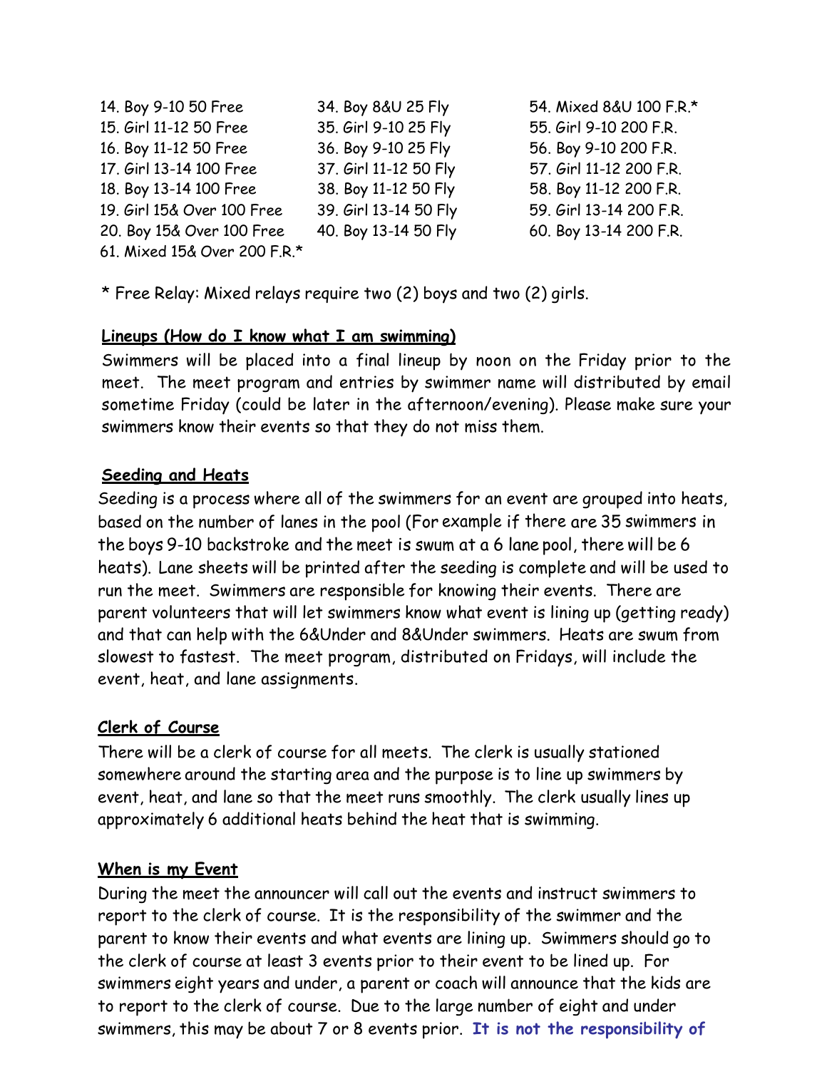14. Boy 9-10 50 Free
15. Girl 11-12 50 Free
16. Boy 11-12 50 Free
17. Girl 13-14 100 Free
18. Boy 13-14 100 Free
19. Girl 15& Over 100 Free
20. Boy 15& Over 100 Free
61. Mixed 15& Over 200 F.R.*

34. Boy 8&U 25 Fly
35. Girl 9-10 25 Fly
36. Boy 9-10 25 Fly
37. Girl 11-12 50 Fly
38. Boy 11-12 50 Fly
39. Girl 13-14 50 Fly
40. Boy 13-14 50 Fly

54. Mixed 8&U 100 F.R.*
55. Girl 9-10 200 F.R.
56. Boy 9-10 200 F.R.
57. Girl 11-12 200 F.R.
58. Boy 11-12 200 F.R.
59. Girl 13-14 200 F.R.
60. Boy 13-14 200 F.R.

* Free Relay: Mixed relays require two (2) boys and two (2) girls.

**Lineups (How do I know what I am swimming)**

Swimmers will be placed into a final lineup by noon on the Friday prior to the meet. The meet program and entries by swimmer name will distributed by email sometime Friday (could be later in the afternoon/evening). Please make sure your swimmers know their events so that they do not miss them.

**Seeding and Heats**

Seeding is a process where all of the swimmers for an event are grouped into heats, based on the number of lanes in the pool (For example if there are 35 swimmers in the boys 9-10 backstroke and the meet is swum at a 6 lane pool, there will be 6 heats). Lane sheets will be printed after the seeding is complete and will be used to run the meet. Swimmers are responsible for knowing their events. There are parent volunteers that will let swimmers know what event is lining up (getting ready) and that can help with the 6&Under and 8&Under swimmers. Heats are swum from slowest to fastest. The meet program, distributed on Fridays, will include the event, heat, and lane assignments.

**Clerk of Course**

There will be a clerk of course for all meets. The clerk is usually stationed somewhere around the starting area and the purpose is to line up swimmers by event, heat, and lane so that the meet runs smoothly. The clerk usually lines up approximately 6 additional heats behind the heat that is swimming.

**When is my Event**

During the meet the announcer will call out the events and instruct swimmers to report to the clerk of course. It is the responsibility of the swimmer and the parent to know their events and what events are lining up. Swimmers should go to the clerk of course at least 3 events prior to their event to be lined up. For swimmers eight years and under, a parent or coach will announce that the kids are to report to the clerk of course. Due to the large number of eight and under swimmers, this may be about 7 or 8 events prior. **It is not the responsibility of**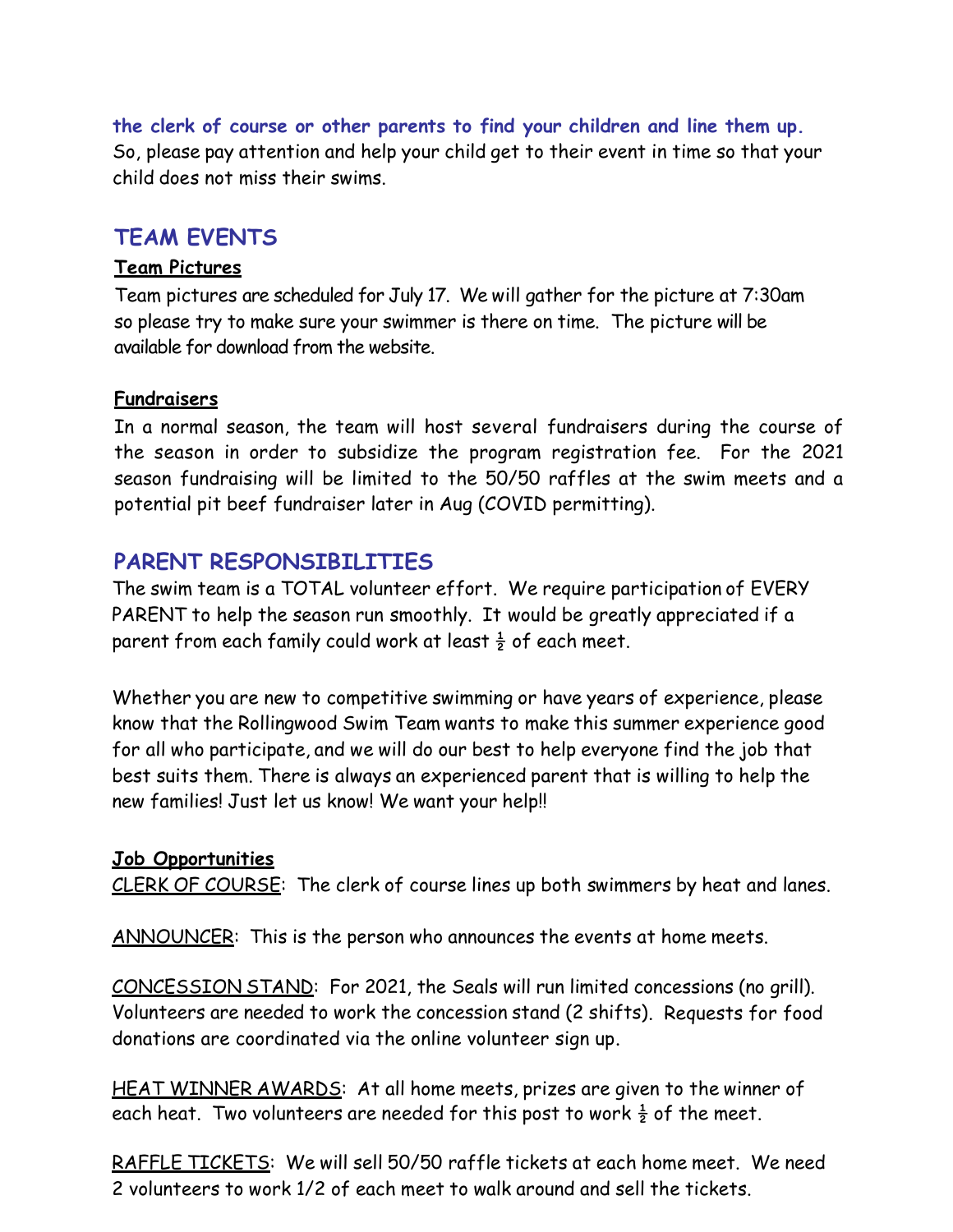**the clerk of course or other parents to find your children and line them up.** So, please pay attention and help your child get to their event in time so that your child does not miss their swims.

## TEAM EVENTS

**Team Pictures**

Team pictures are scheduled for July 17. We will gather for the picture at 7:30am so please try to make sure your swimmer is there on time. The picture will be available for download from the website.

**Fundraisers**

In a normal season, the team will host several fundraisers during the course of the season in order to subsidize the program registration fee. For the 2021 season fundraising will be limited to the 50/50 raffles at the swim meets and a potential pit beef fundraiser later in Aug (COVID permitting).

## PARENT RESPONSIBILITIES

The swim team is a TOTAL volunteer effort. We require participation of EVERY PARENT to help the season run smoothly. It would be greatly appreciated if a parent from each family could work at least ½ of each meet.

Whether you are new to competitive swimming or have years of experience, please know that the Rollingwood Swim Team wants to make this summer experience good for all who participate, and we will do our best to help everyone find the job that best suits them. There is always an experienced parent that is willing to help the new families! Just let us know! We want your help!!

**Job Opportunities**

CLERK OF COURSE: The clerk of course lines up both swimmers by heat and lanes.

ANNOUNCER: This is the person who announces the events at home meets.

CONCESSION STAND: For 2021, the Seals will run limited concessions (no grill). Volunteers are needed to work the concession stand (2 shifts). Requests for food donations are coordinated via the online volunteer sign up.

HEAT WINNER AWARDS: At all home meets, prizes are given to the winner of each heat. Two volunteers are needed for this post to work ½ of the meet.

RAFFLE TICKETS: We will sell 50/50 raffle tickets at each home meet. We need 2 volunteers to work 1/2 of each meet to walk around and sell the tickets.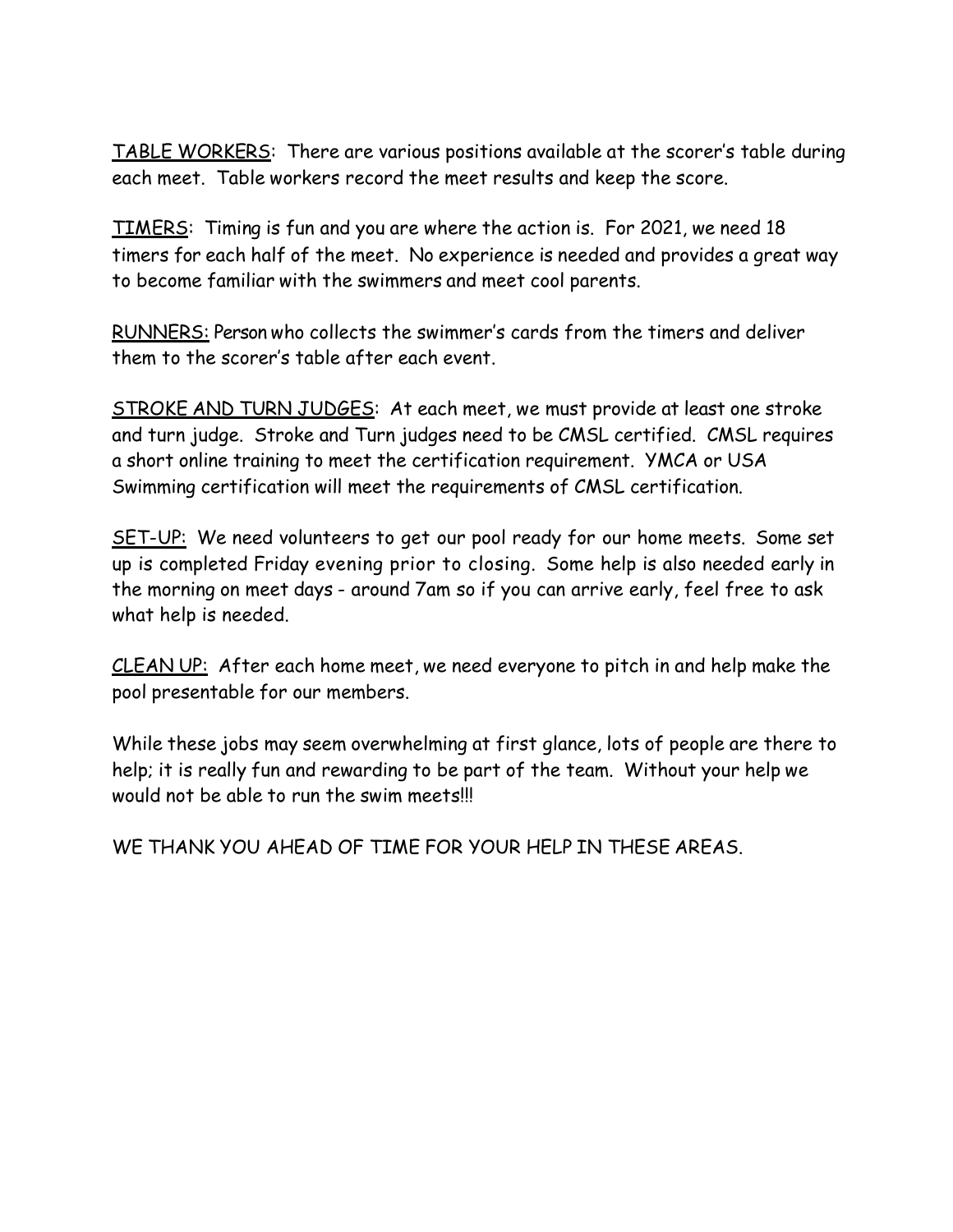TABLE WORKERS: There are various positions available at the scorer's table during each meet. Table workers record the meet results and keep the score.

TIMERS: Timing is fun and you are where the action is. For 2021, we need 18 timers for each half of the meet. No experience is needed and provides a great way to become familiar with the swimmers and meet cool parents.

RUNNERS: Person who collects the swimmer's cards from the timers and deliver them to the scorer's table after each event.

STROKE AND TURN JUDGES: At each meet, we must provide at least one stroke and turn judge. Stroke and Turn judges need to be CMSL certified. CMSL requires a short online training to meet the certification requirement. YMCA or USA Swimming certification will meet the requirements of CMSL certification.

SET-UP: We need volunteers to get our pool ready for our home meets. Some set up is completed Friday evening prior to closing. Some help is also needed early in the morning on meet days - around 7am so if you can arrive early, feel free to ask what help is needed.

CLEAN UP: After each home meet, we need everyone to pitch in and help make the pool presentable for our members.

While these jobs may seem overwhelming at first glance, lots of people are there to help; it is really fun and rewarding to be part of the team. Without your help we would not be able to run the swim meets!!!

WE THANK YOU AHEAD OF TIME FOR YOUR HELP IN THESE AREAS.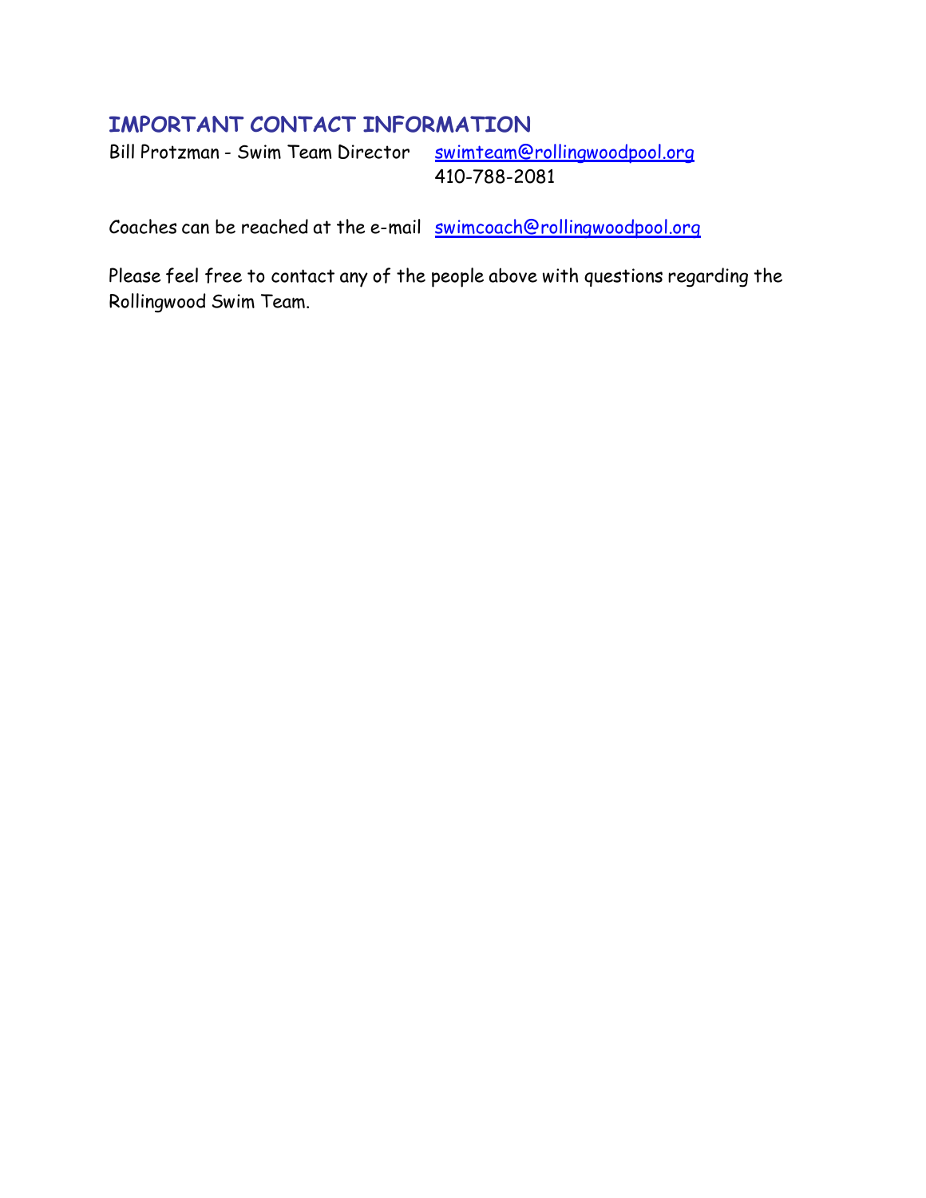## IMPORTANT CONTACT INFORMATION

Bill Protzman - Swim Team Director   swimteam@rollingwoodpool.org
410-788-2081

Coaches can be reached at the e-mail swimcoach@rollingwoodpool.org

Please feel free to contact any of the people above with questions regarding the Rollingwood Swim Team.